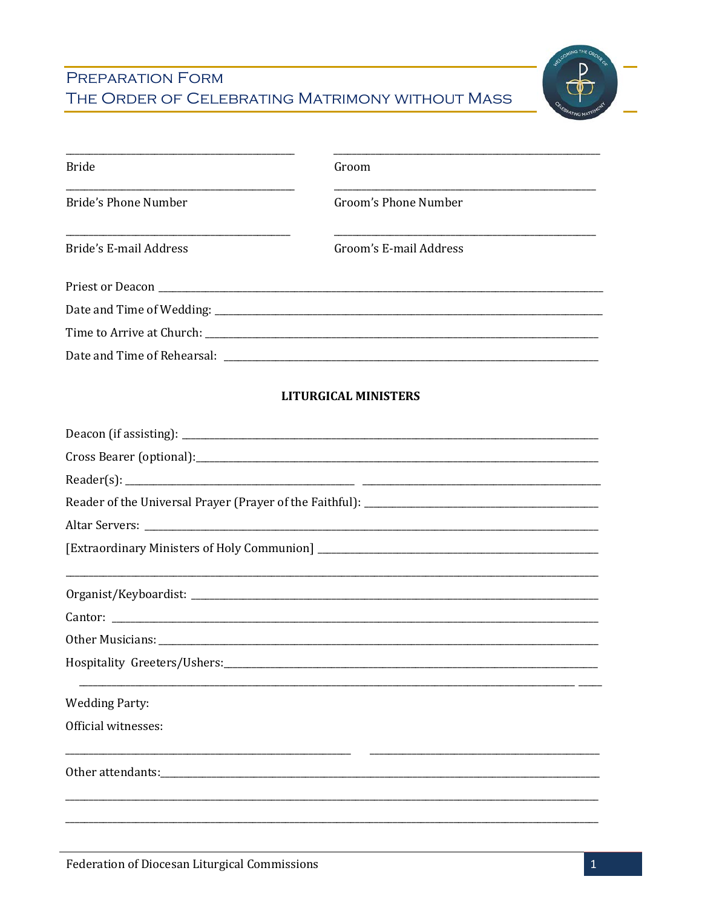# Preparation Form
# The Order of Celebrating Matrimony without Mass

______________________________ ______________________________

Bride | Groom

______________________________ ______________________________

Bride's Phone Number | Groom's Phone Number

______________________________ ______________________________

Bride's E-mail Address | Groom's E-mail Address

Priest or Deacon ______________________________________________

Date and Time of Wedding: ______________________________________

Time to Arrive at Church: _______________________________________

Date and Time of Rehearsal: _____________________________________

**LITURGICAL MINISTERS**

Deacon (if assisting): __________________________________________

Cross Bearer (optional):_________________________________________

Reader(s): ______________________ ______________________

Reader of the Universal Prayer (Prayer of the Faithful): _______________

Altar Servers: _________________________________________________

[Extraordinary Ministers of Holy Communion] ___________________________

_______________________________________________________________

Organist/Keyboardist: ___________________________________________

Cantor: ________________________________________________________

Other Musicians: _______________________________________________

Hospitality Greeters/Ushers:_____________________________________

_______________________________________________________________

Wedding Party:

Official witnesses:

______________________________ ______________________________

Other attendants:_______________________________________________

_______________________________________________________________

_______________________________________________________________

Federation of Diocesan Liturgical Commissions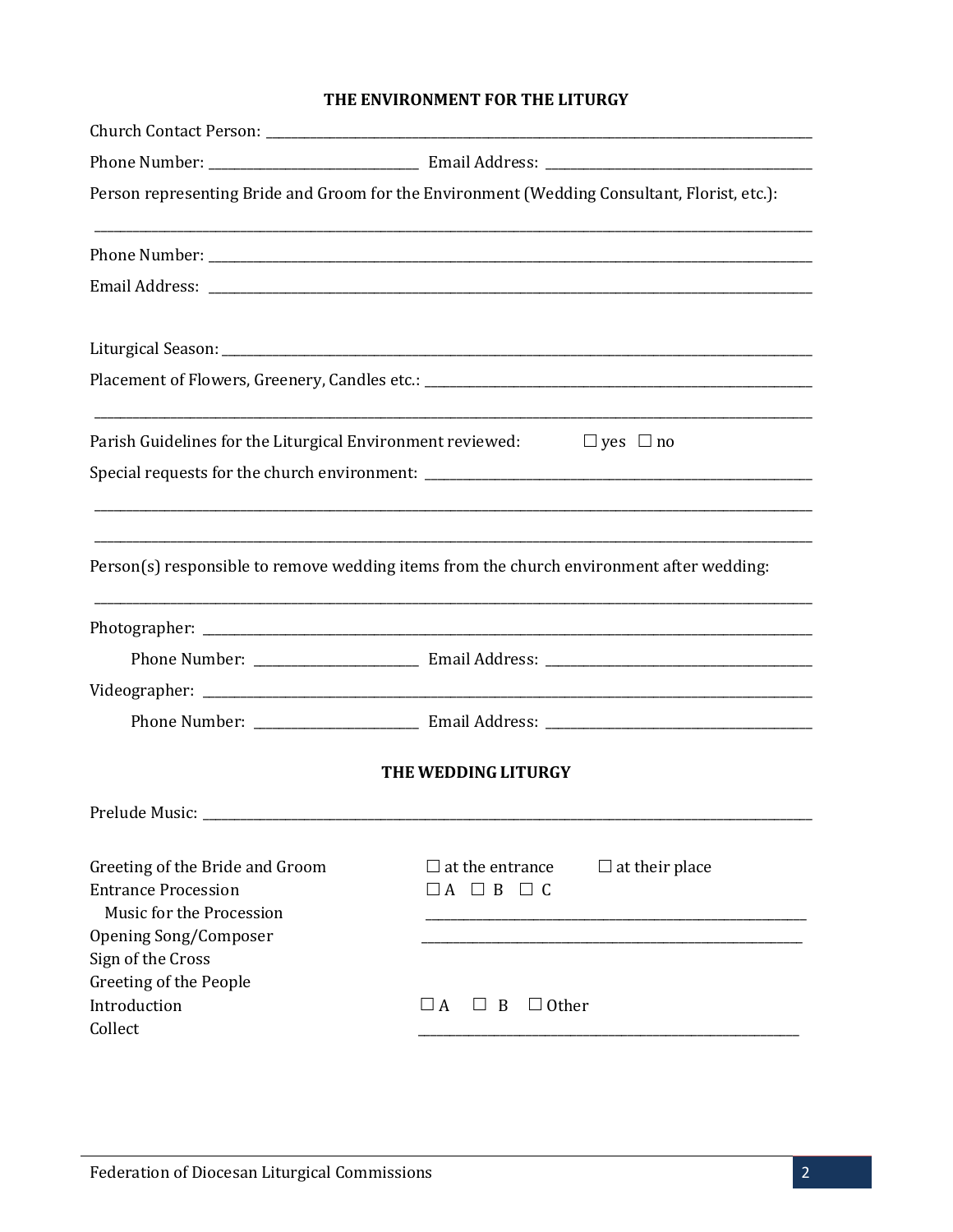## THE ENVIRONMENT FOR THE LITURGY

Church Contact Person: ___________________________________________

Phone Number: ______________________ Email Address: ______________________

Person representing Bride and Groom for the Environment (Wedding Consultant, Florist, etc.):

___________________________________________

Phone Number: ___________________________________________

Email Address: ___________________________________________

Liturgical Season: ___________________________________________

Placement of Flowers, Greenery, Candles etc.: ______________________

___________________________________________

Parish Guidelines for the Liturgical Environment reviewed: ☐ yes ☐ no

Special requests for the church environment: ______________________

___________________________________________

___________________________________________

Person(s) responsible to remove wedding items from the church environment after wedding:

___________________________________________

Photographer: ___________________________________________

Phone Number: ______________________ Email Address: ______________________

Videographer: ___________________________________________

Phone Number: ______________________ Email Address: ______________________

## THE WEDDING LITURGY

Prelude Music: ___________________________________________

| | | |
|---|---|---|
| Greeting of the Bride and Groom | ☐ at the entrance | ☐ at their place |
| Entrance Procession | ☐ A ☐ B ☐ C | |
| Music for the Procession | ______________________ | |
| Opening Song/Composer | ______________________ | |
| Sign of the Cross | | |
| Greeting of the People | | |
| Introduction | ☐ A ☐ B ☐ Other | |
| Collect | ______________________ | |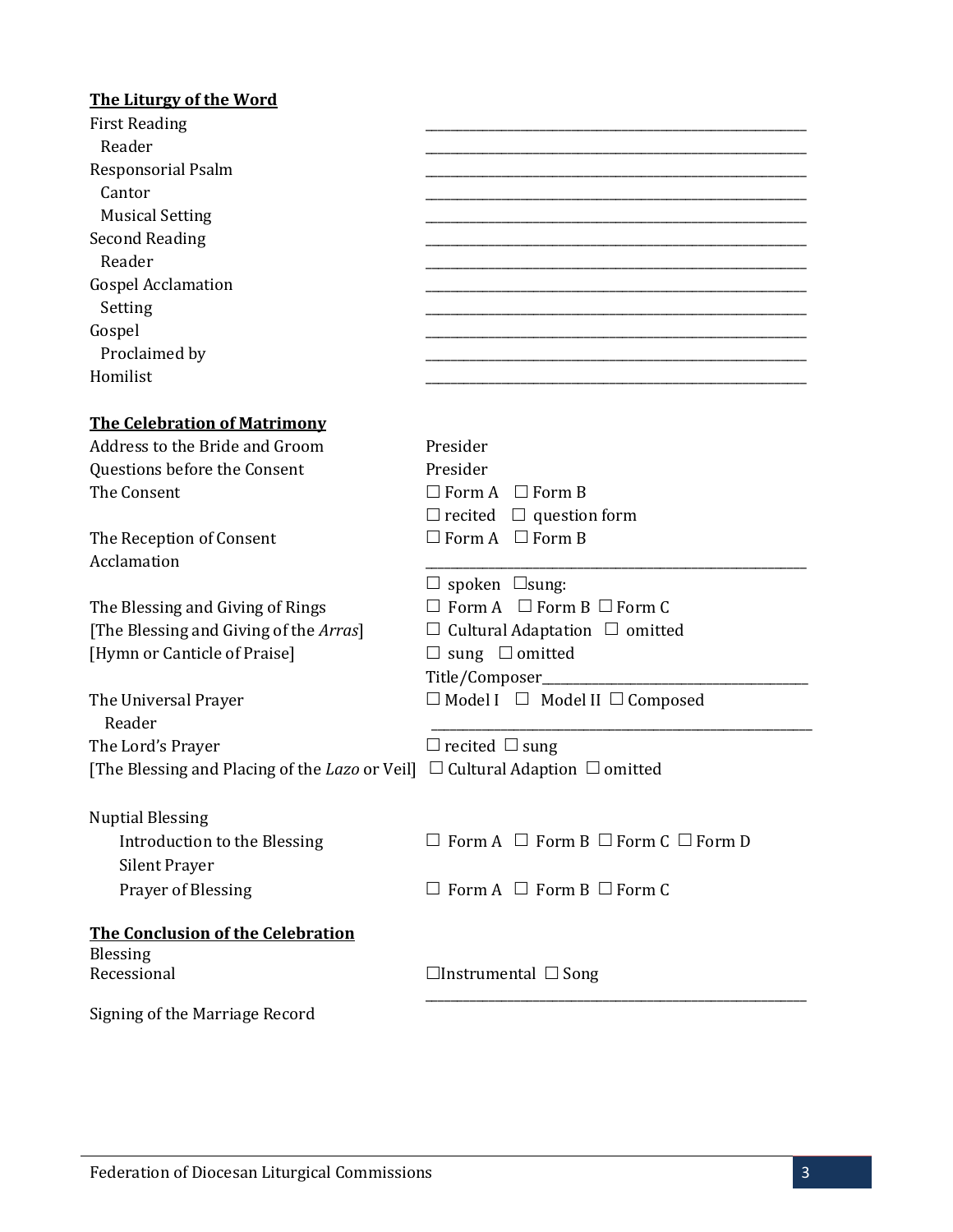**The Liturgy of the Word**

| | |
|---|---|
| First Reading | ___________________________ |
| Reader | ___________________________ |
| Responsorial Psalm | ___________________________ |
| Cantor | ___________________________ |
| Musical Setting | ___________________________ |
| Second Reading | ___________________________ |
| Reader | ___________________________ |
| Gospel Acclamation | ___________________________ |
| Setting | ___________________________ |
| Gospel | ___________________________ |
| Proclaimed by | ___________________________ |
| Homilist | ___________________________ |

**The Celebration of Matrimony**

| | |
|---|---|
| Address to the Bride and Groom | Presider |
| Questions before the Consent | Presider |
| The Consent | ☐ Form A ☐ Form B |
| | ☐ recited ☐ question form |
| The Reception of Consent | ☐ Form A ☐ Form B |
| Acclamation | ___________________________ |
| | ☐ spoken ☐sung: |
| The Blessing and Giving of Rings | ☐ Form A ☐ Form B ☐ Form C |
| [The Blessing and Giving of the *Arras*] | ☐ Cultural Adaptation ☐ omitted |
| [Hymn or Canticle of Praise] | ☐ sung ☐ omitted |
| | Title/Composer___________________ |
| The Universal Prayer | ☐ Model I ☐ Model II ☐ Composed |
| Reader | ___________________________ |
| The Lord's Prayer | ☐ recited ☐ sung |
| [The Blessing and Placing of the *Lazo* or Veil] | ☐ Cultural Adaption ☐ omitted |

| | |
|---|---|
| Nuptial Blessing | |
| Introduction to the Blessing | ☐ Form A ☐ Form B ☐ Form C ☐ Form D |
| Silent Prayer | |
| Prayer of Blessing | ☐ Form A ☐ Form B ☐ Form C |

**The Conclusion of the Celebration**

| | |
|---|---|
| Blessing | |
| Recessional | ☐Instrumental ☐ Song |
| | ___________________________ |
| Signing of the Marriage Record | |